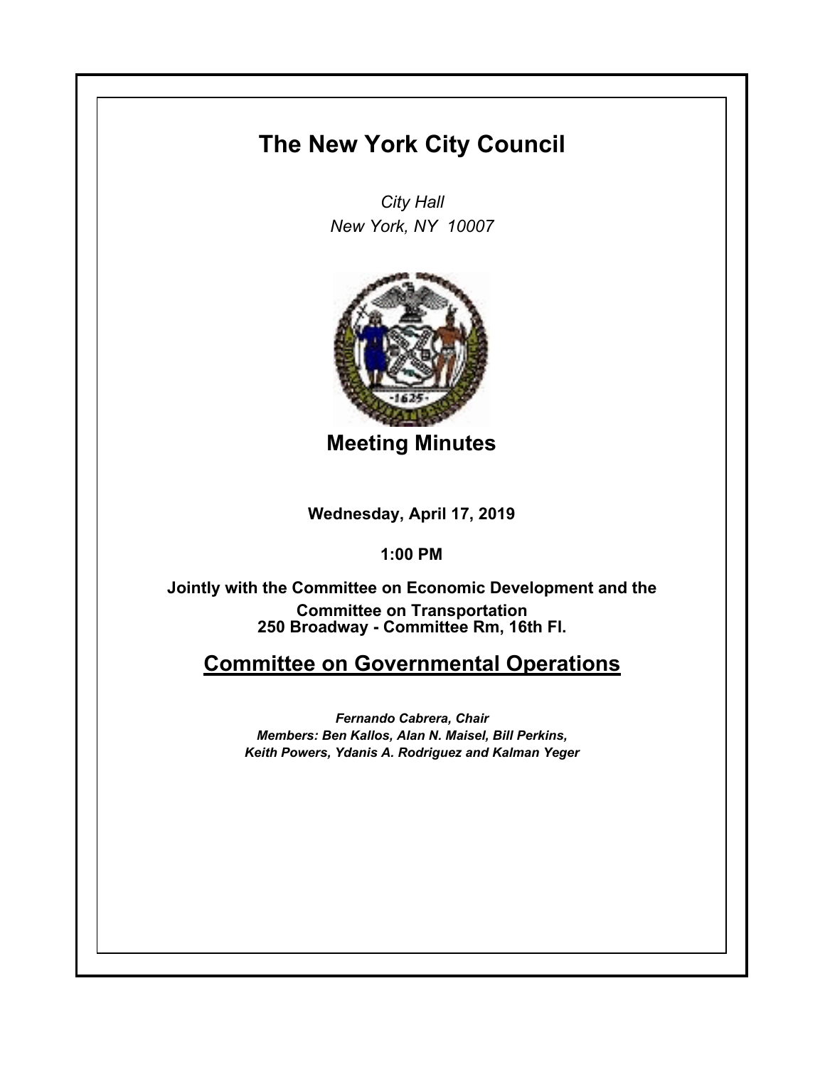# The New York City Council

*City Hall*
*New York, NY 10007*

## Meeting Minutes

**Wednesday, April 17, 2019**

**1:00 PM**

**Jointly with the Committee on Economic Development and the Committee on Transportation**
**250 Broadway - Committee Rm, 16th Fl.**

## Committee on Governmental Operations

***Fernando Cabrera, Chair***
***Members: Ben Kallos, Alan N. Maisel, Bill Perkins, Keith Powers, Ydanis A. Rodriguez and Kalman Yeger***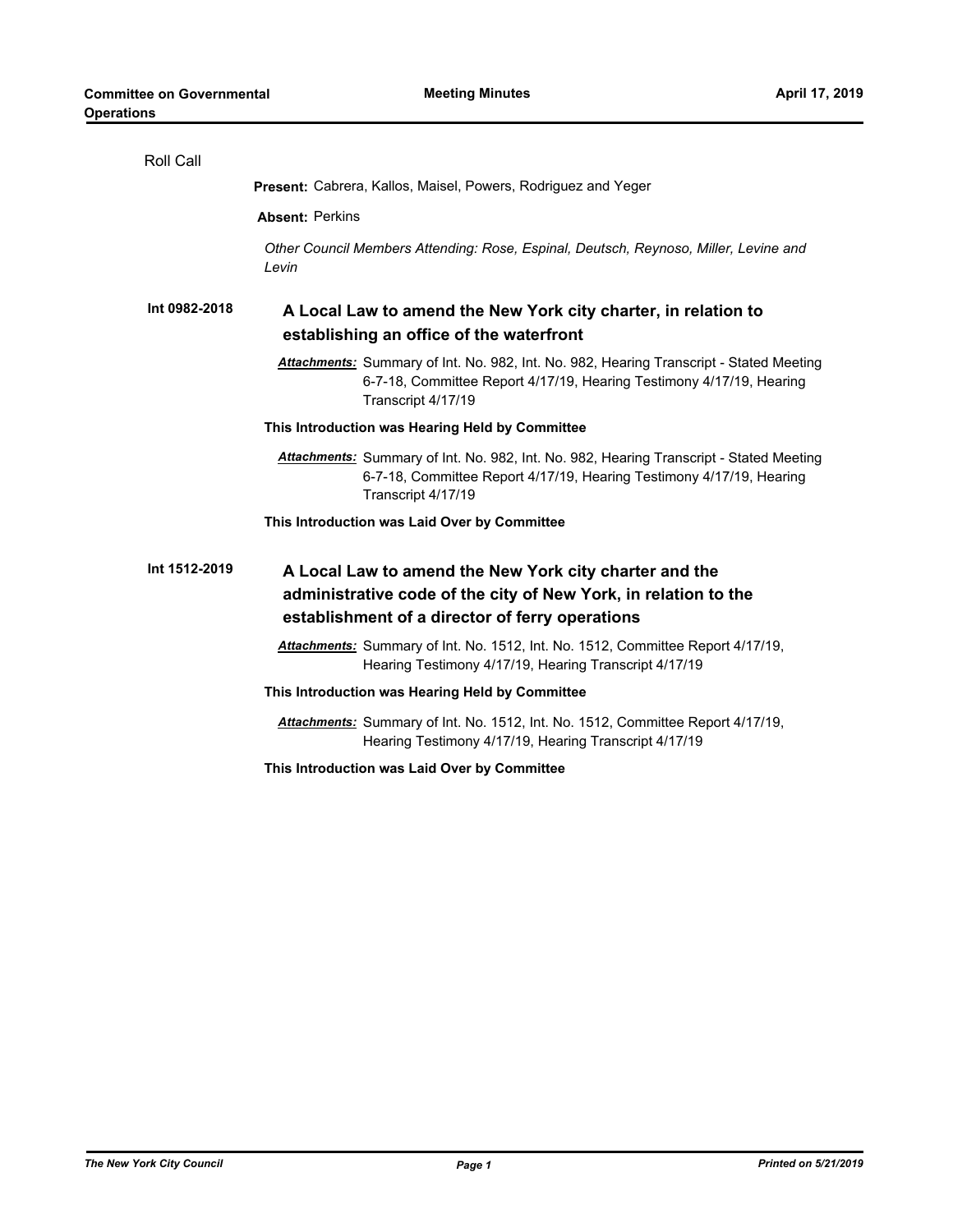Roll Call

**Present:** Cabrera, Kallos, Maisel, Powers, Rodriguez and Yeger

**Absent:** Perkins

*Other Council Members Attending: Rose, Espinal, Deutsch, Reynoso, Miller, Levine and Levin*

**Int 0982-2018**

## A Local Law to amend the New York city charter, in relation to establishing an office of the waterfront

***Attachments:*** Summary of Int. No. 982, Int. No. 982, Hearing Transcript - Stated Meeting 6-7-18, Committee Report 4/17/19, Hearing Testimony 4/17/19, Hearing Transcript 4/17/19

**This Introduction was Hearing Held by Committee**

***Attachments:*** Summary of Int. No. 982, Int. No. 982, Hearing Transcript - Stated Meeting 6-7-18, Committee Report 4/17/19, Hearing Testimony 4/17/19, Hearing Transcript 4/17/19

**This Introduction was Laid Over by Committee**

**Int 1512-2019**

## A Local Law to amend the New York city charter and the administrative code of the city of New York, in relation to the establishment of a director of ferry operations

***Attachments:*** Summary of Int. No. 1512, Int. No. 1512, Committee Report 4/17/19, Hearing Testimony 4/17/19, Hearing Transcript 4/17/19

**This Introduction was Hearing Held by Committee**

***Attachments:*** Summary of Int. No. 1512, Int. No. 1512, Committee Report 4/17/19, Hearing Testimony 4/17/19, Hearing Transcript 4/17/19

**This Introduction was Laid Over by Committee**